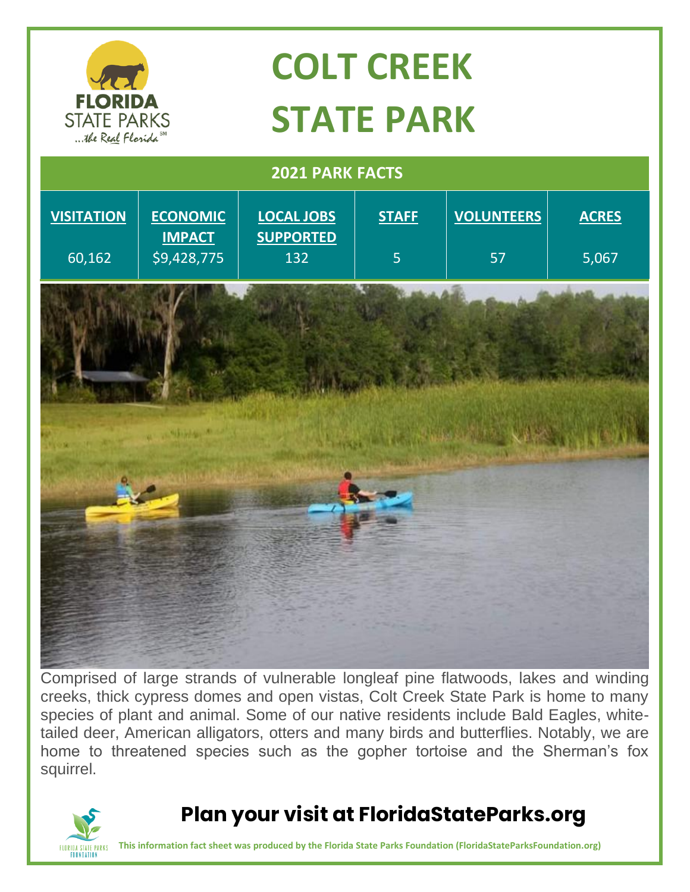# COLT CREEK STATE PARK

## 2021 PARK FACTS

| VISITATION | ECONOMIC IMPACT | LOCAL JOBS SUPPORTED | STAFF | VOLUNTEERS | ACRES |
|---|---|---|---|---|---|
| 60,162 | $9,428,775 | 132 | 5 | 57 | 5,067 |

Comprised of large strands of vulnerable longleaf pine flatwoods, lakes and winding creeks, thick cypress domes and open vistas, Colt Creek State Park is home to many species of plant and animal. Some of our native residents include Bald Eagles, white-tailed deer, American alligators, otters and many birds and butterflies. Notably, we are home to threatened species such as the gopher tortoise and the Sherman's fox squirrel.

## Plan your visit at FloridaStateParks.org

**This information fact sheet was produced by the Florida State Parks Foundation (FloridaStateParksFoundation.org)**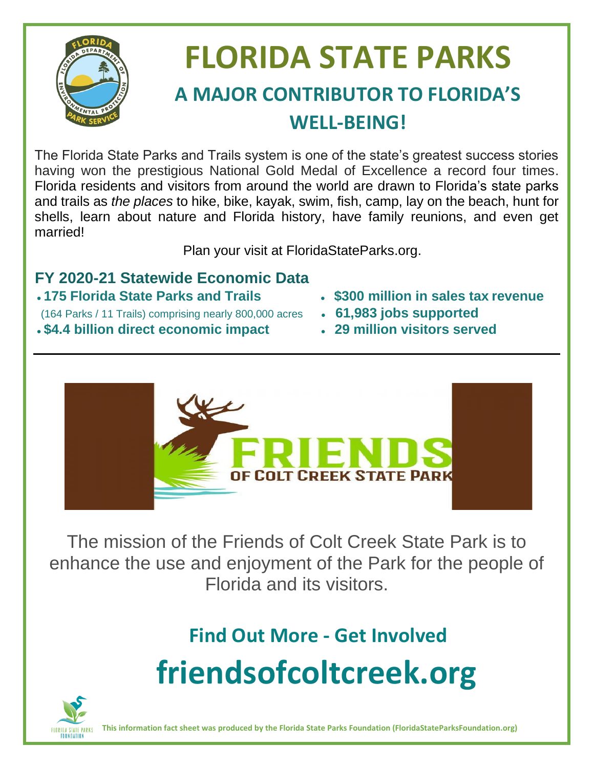# FLORIDA STATE PARKS

## A MAJOR CONTRIBUTOR TO FLORIDA'S WELL-BEING!

The Florida State Parks and Trails system is one of the state's greatest success stories having won the prestigious National Gold Medal of Excellence a record four times. Florida residents and visitors from around the world are drawn to Florida's state parks and trails as *the places* to hike, bike, kayak, swim, fish, camp, lay on the beach, hunt for shells, learn about nature and Florida history, have family reunions, and even get married!

Plan your visit at FloridaStateParks.org.

### FY 2020-21 Statewide Economic Data

- **175 Florida State Parks and Trails** (164 Parks / 11 Trails) comprising nearly 800,000 acres
- **$4.4 billion direct economic impact**
- **$300 million in sales tax revenue**
- **61,983 jobs supported**
- **29 million visitors served**

FRIENDS OF COLT CREEK STATE PARK

The mission of the Friends of Colt Creek State Park is to enhance the use and enjoyment of the Park for the people of Florida and its visitors.

## Find Out More - Get Involved

# friendsofcoltcreek.org

**This information fact sheet was produced by the Florida State Parks Foundation (FloridaStateParksFoundation.org)**